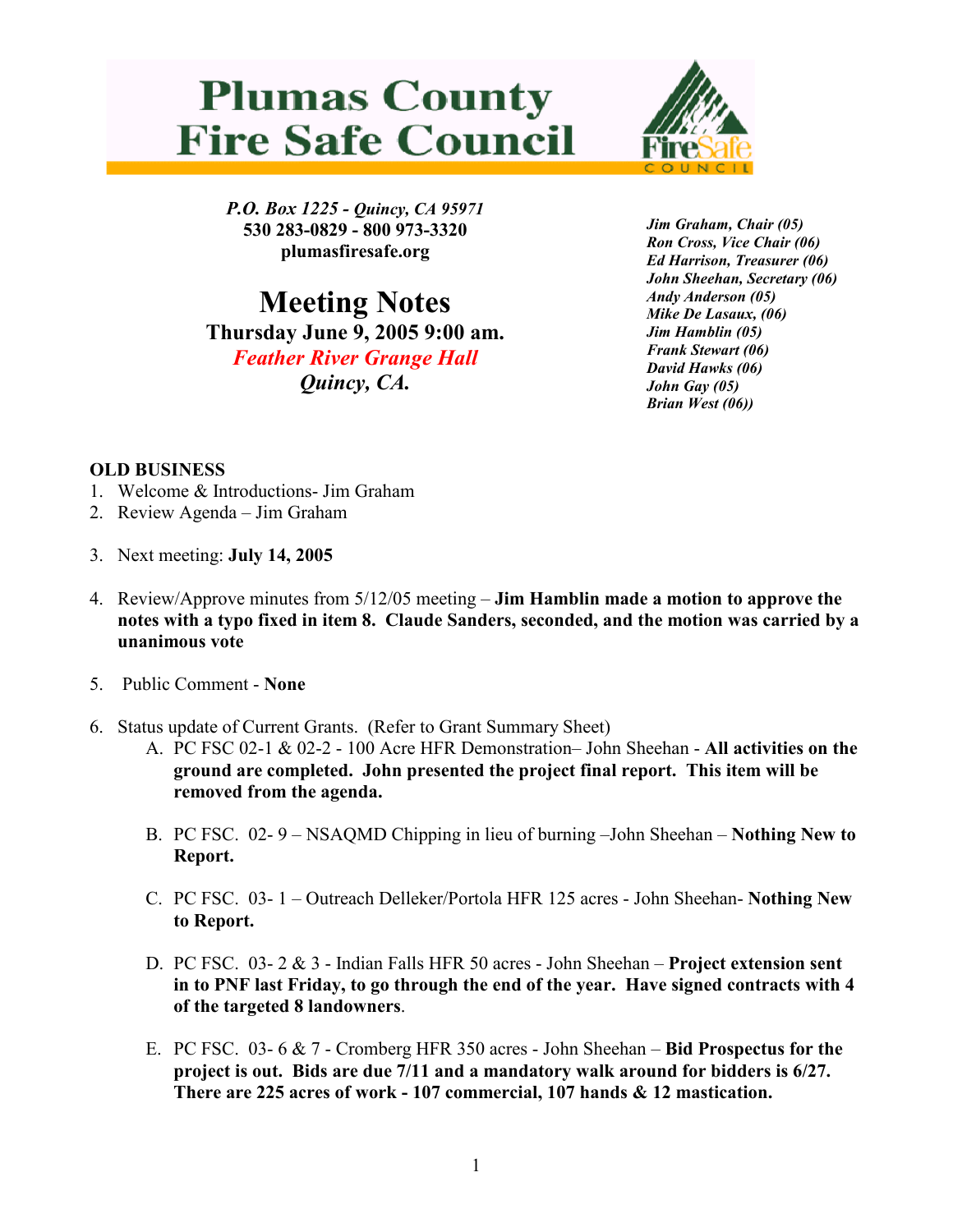# Plumas County Fire Safe Council

*P.O. Box 1225 - Quincy, CA 95971*
**530 283-0829 - 800 973-3320**
**plumasfiresafe.org**

## Meeting Notes

**Thursday June 9, 2005 9:00 am.**
***Feather River Grange Hall***
***Quincy, CA.***

*Jim Graham, Chair (05)*
*Ron Cross, Vice Chair (06)*
*Ed Harrison, Treasurer (06)*
*John Sheehan, Secretary (06)*
*Andy Anderson (05)*
*Mike De Lasaux, (06)*
*Jim Hamblin (05)*
*Frank Stewart (06)*
*David Hawks (06)*
*John Gay (05)*
*Brian West (06))*

**OLD BUSINESS**

1. Welcome & Introductions- Jim Graham
2. Review Agenda – Jim Graham
3. Next meeting: **July 14, 2005**
4. Review/Approve minutes from 5/12/05 meeting – **Jim Hamblin made a motion to approve the notes with a typo fixed in item 8. Claude Sanders, seconded, and the motion was carried by a unanimous vote**
5. Public Comment - **None**
6. Status update of Current Grants. (Refer to Grant Summary Sheet)
   A. PC FSC 02-1 & 02-2 - 100 Acre HFR Demonstration– John Sheehan - **All activities on the ground are completed. John presented the project final report. This item will be removed from the agenda.**

   B. PC FSC. 02- 9 – NSAQMD Chipping in lieu of burning –John Sheehan – **Nothing New to Report.**

   C. PC FSC. 03- 1 – Outreach Delleker/Portola HFR 125 acres - John Sheehan- **Nothing New to Report.**

   D. PC FSC. 03- 2 & 3 - Indian Falls HFR 50 acres - John Sheehan – **Project extension sent in to PNF last Friday, to go through the end of the year. Have signed contracts with 4 of the targeted 8 landowners**.

   E. PC FSC. 03- 6 & 7 - Cromberg HFR 350 acres - John Sheehan – **Bid Prospectus for the project is out. Bids are due 7/11 and a mandatory walk around for bidders is 6/27. There are 225 acres of work - 107 commercial, 107 hands & 12 mastication.**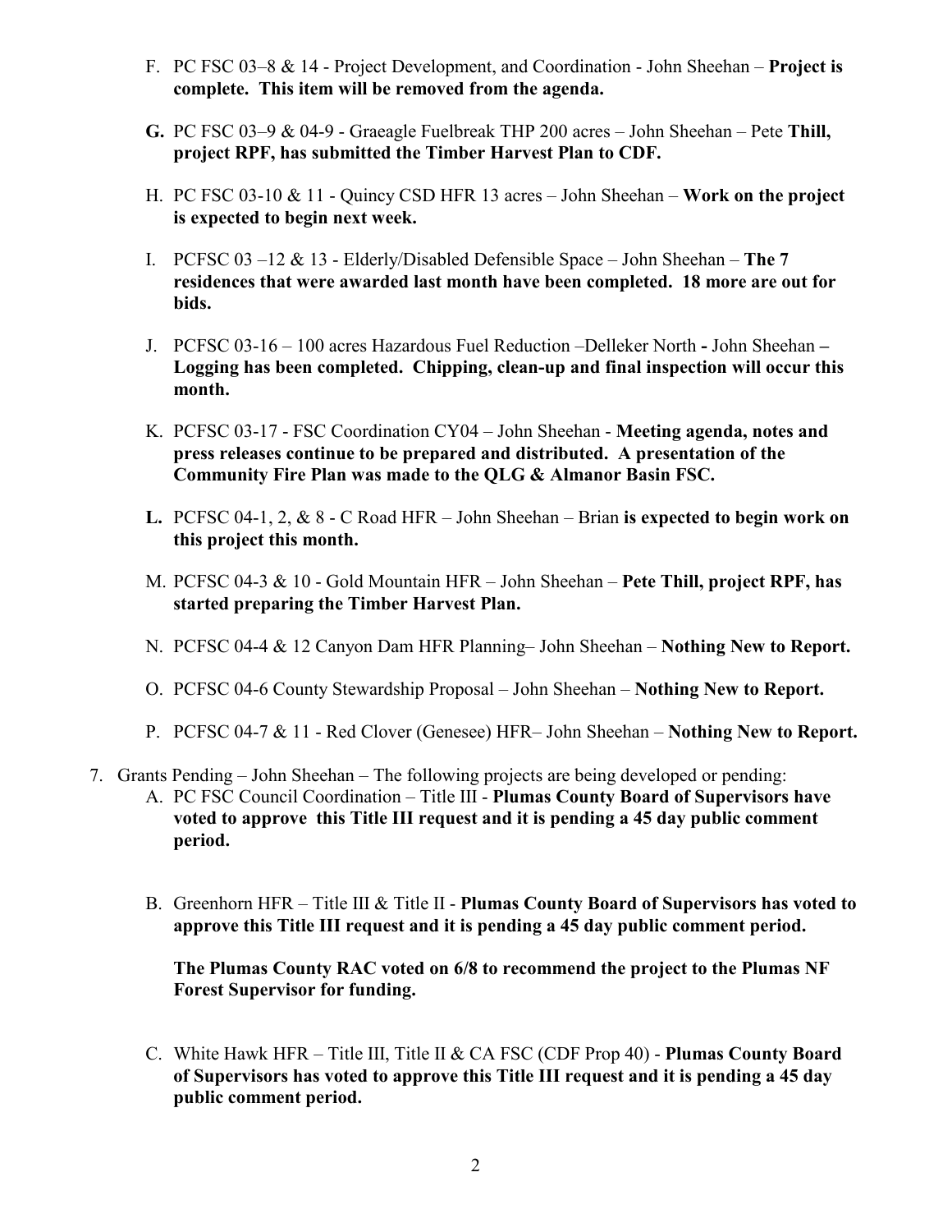F. PC FSC 03–8 & 14 - Project Development, and Coordination - John Sheehan – **Project is complete. This item will be removed from the agenda.**

**G.** PC FSC 03–9 & 04-9 - Graeagle Fuelbreak THP 200 acres – John Sheehan – Pete **Thill, project RPF, has submitted the Timber Harvest Plan to CDF.**

H. PC FSC 03-10 & 11 - Quincy CSD HFR 13 acres – John Sheehan – **Work on the project is expected to begin next week.**

I. PCFSC 03 –12 & 13 - Elderly/Disabled Defensible Space – John Sheehan – **The 7 residences that were awarded last month have been completed. 18 more are out for bids.**

J. PCFSC 03-16 – 100 acres Hazardous Fuel Reduction –Delleker North **-** John Sheehan **– Logging has been completed. Chipping, clean-up and final inspection will occur this month.**

K. PCFSC 03-17 - FSC Coordination CY04 – John Sheehan - **Meeting agenda, notes and press releases continue to be prepared and distributed. A presentation of the Community Fire Plan was made to the QLG & Almanor Basin FSC.**

**L.** PCFSC 04-1, 2, & 8 - C Road HFR – John Sheehan – Brian **is expected to begin work on this project this month.**

M. PCFSC 04-3 & 10 - Gold Mountain HFR – John Sheehan – **Pete Thill, project RPF, has started preparing the Timber Harvest Plan.**

N. PCFSC 04-4 & 12 Canyon Dam HFR Planning– John Sheehan – **Nothing New to Report.**

O. PCFSC 04-6 County Stewardship Proposal – John Sheehan – **Nothing New to Report.**

P. PCFSC 04-7 & 11 - Red Clover (Genesee) HFR– John Sheehan – **Nothing New to Report.**

7. Grants Pending – John Sheehan – The following projects are being developed or pending:

   A. PC FSC Council Coordination – Title III - **Plumas County Board of Supervisors have voted to approve this Title III request and it is pending a 45 day public comment period.**

   B. Greenhorn HFR – Title III & Title II - **Plumas County Board of Supervisors has voted to approve this Title III request and it is pending a 45 day public comment period.**

      **The Plumas County RAC voted on 6/8 to recommend the project to the Plumas NF Forest Supervisor for funding.**

   C. White Hawk HFR – Title III, Title II & CA FSC (CDF Prop 40) - **Plumas County Board of Supervisors has voted to approve this Title III request and it is pending a 45 day public comment period.**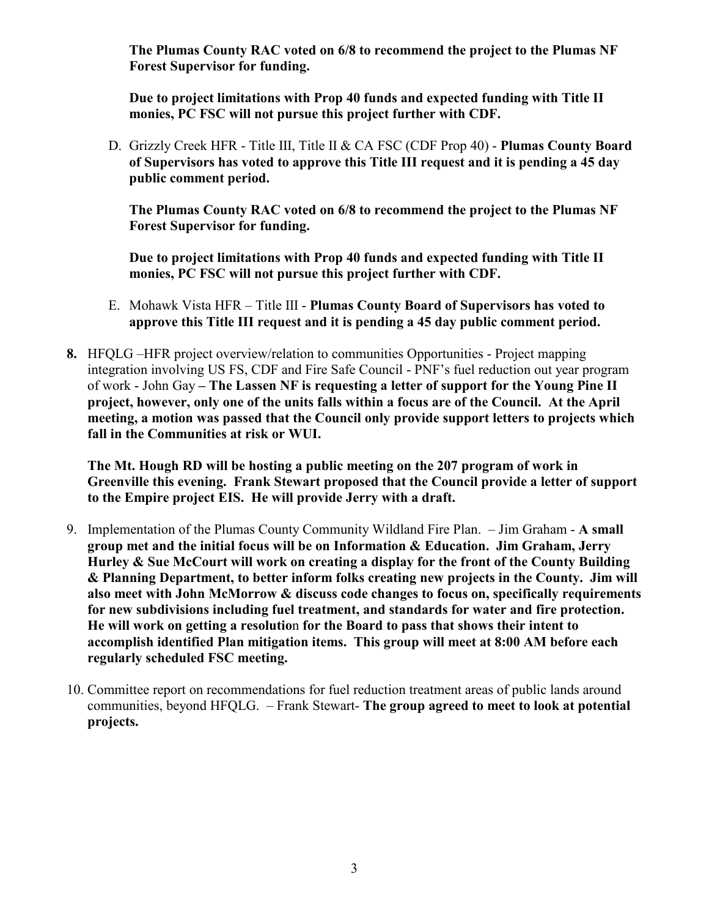**The Plumas County RAC voted on 6/8 to recommend the project to the Plumas NF Forest Supervisor for funding.**

**Due to project limitations with Prop 40 funds and expected funding with Title II monies, PC FSC will not pursue this project further with CDF.**

D. Grizzly Creek HFR - Title III, Title II & CA FSC (CDF Prop 40) - **Plumas County Board of Supervisors has voted to approve this Title III request and it is pending a 45 day public comment period.**

   **The Plumas County RAC voted on 6/8 to recommend the project to the Plumas NF Forest Supervisor for funding.**

   **Due to project limitations with Prop 40 funds and expected funding with Title II monies, PC FSC will not pursue this project further with CDF.**

E. Mohawk Vista HFR – Title III - **Plumas County Board of Supervisors has voted to approve this Title III request and it is pending a 45 day public comment period.**

**8.** HFQLG –HFR project overview/relation to communities Opportunities - Project mapping integration involving US FS, CDF and Fire Safe Council - PNF's fuel reduction out year program of work - John Gay **– The Lassen NF is requesting a letter of support for the Young Pine II project, however, only one of the units falls within a focus are of the Council. At the April meeting, a motion was passed that the Council only provide support letters to projects which fall in the Communities at risk or WUI.**

   **The Mt. Hough RD will be hosting a public meeting on the 207 program of work in Greenville this evening. Frank Stewart proposed that the Council provide a letter of support to the Empire project EIS. He will provide Jerry with a draft.**

9. Implementation of the Plumas County Community Wildland Fire Plan. – Jim Graham - **A small group met and the initial focus will be on Information & Education. Jim Graham, Jerry Hurley & Sue McCourt will work on creating a display for the front of the County Building & Planning Department, to better inform folks creating new projects in the County. Jim will also meet with John McMorrow & discuss code changes to focus on, specifically requirements for new subdivisions including fuel treatment, and standards for water and fire protection. He will work on getting a resolution for the Board to pass that shows their intent to accomplish identified Plan mitigation items. This group will meet at 8:00 AM before each regularly scheduled FSC meeting.**

10. Committee report on recommendations for fuel reduction treatment areas of public lands around communities, beyond HFQLG. – Frank Stewart- **The group agreed to meet to look at potential projects.**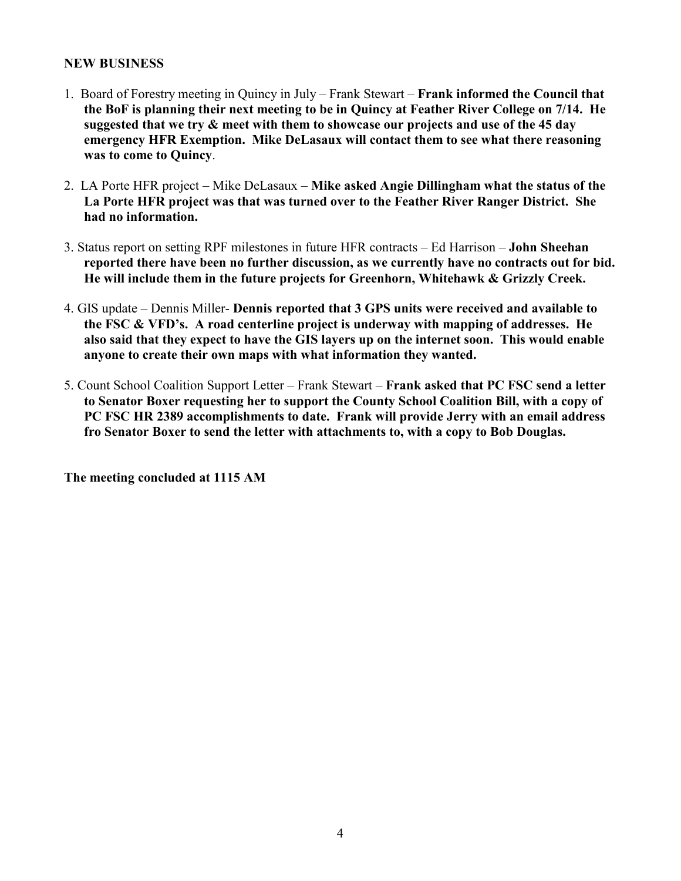**NEW BUSINESS**

1. Board of Forestry meeting in Quincy in July – Frank Stewart – **Frank informed the Council that the BoF is planning their next meeting to be in Quincy at Feather River College on 7/14. He suggested that we try & meet with them to showcase our projects and use of the 45 day emergency HFR Exemption. Mike DeLasaux will contact them to see what there reasoning was to come to Quincy**.

2. LA Porte HFR project – Mike DeLasaux – **Mike asked Angie Dillingham what the status of the La Porte HFR project was that was turned over to the Feather River Ranger District. She had no information.**

3. Status report on setting RPF milestones in future HFR contracts – Ed Harrison – **John Sheehan reported there have been no further discussion, as we currently have no contracts out for bid. He will include them in the future projects for Greenhorn, Whitehawk & Grizzly Creek.**

4. GIS update – Dennis Miller- **Dennis reported that 3 GPS units were received and available to the FSC & VFD's. A road centerline project is underway with mapping of addresses. He also said that they expect to have the GIS layers up on the internet soon. This would enable anyone to create their own maps with what information they wanted.**

5. Count School Coalition Support Letter – Frank Stewart – **Frank asked that PC FSC send a letter to Senator Boxer requesting her to support the County School Coalition Bill, with a copy of PC FSC HR 2389 accomplishments to date. Frank will provide Jerry with an email address fro Senator Boxer to send the letter with attachments to, with a copy to Bob Douglas.**

**The meeting concluded at 1115 AM**